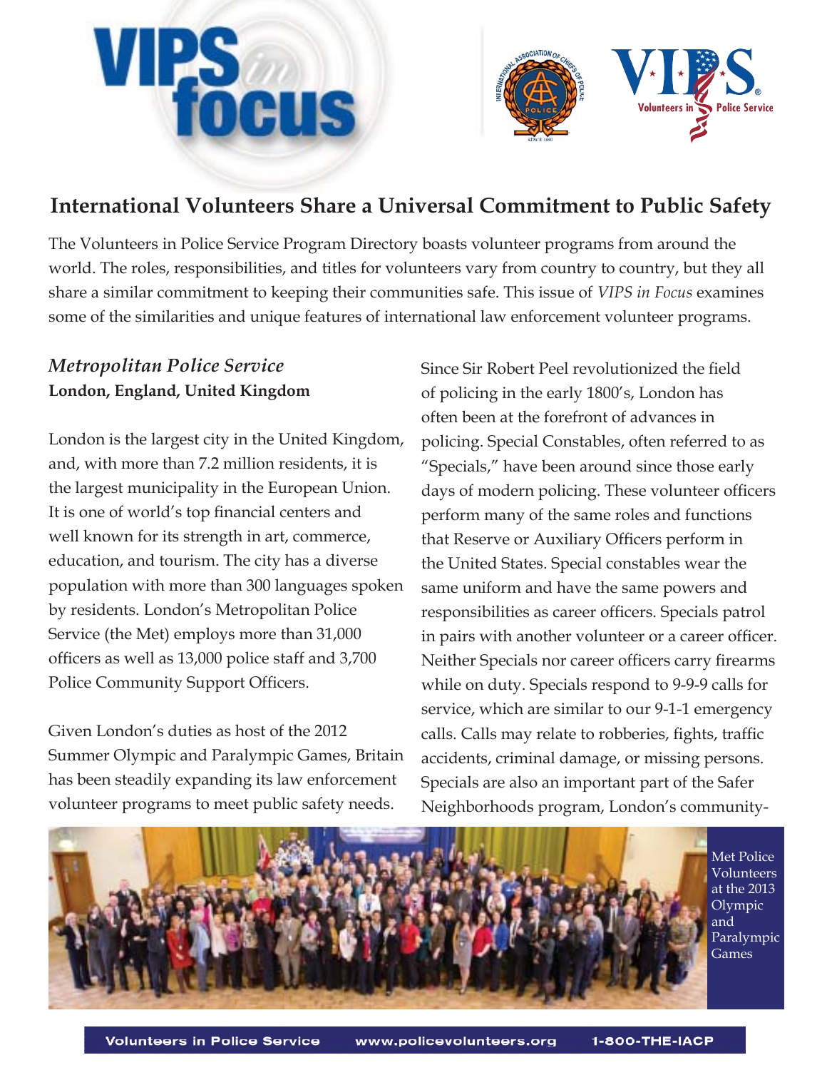# VIPS *in* focus

## International Volunteers Share a Universal Commitment to Public Safety

The Volunteers in Police Service Program Directory boasts volunteer programs from around the world. The roles, responsibilities, and titles for volunteers vary from country to country, but they all share a similar commitment to keeping their communities safe. This issue of *VIPS in Focus* examines some of the similarities and unique features of international law enforcement volunteer programs.

### *Metropolitan Police Service*

**London, England, United Kingdom**

London is the largest city in the United Kingdom, and, with more than 7.2 million residents, it is the largest municipality in the European Union. It is one of world's top financial centers and well known for its strength in art, commerce, education, and tourism. The city has a diverse population with more than 300 languages spoken by residents. London's Metropolitan Police Service (the Met) employs more than 31,000 officers as well as 13,000 police staff and 3,700 Police Community Support Officers.

Given London's duties as host of the 2012 Summer Olympic and Paralympic Games, Britain has been steadily expanding its law enforcement volunteer programs to meet public safety needs.

Since Sir Robert Peel revolutionized the field of policing in the early 1800's, London has often been at the forefront of advances in policing. Special Constables, often referred to as "Specials," have been around since those early days of modern policing. These volunteer officers perform many of the same roles and functions that Reserve or Auxiliary Officers perform in the United States. Special constables wear the same uniform and have the same powers and responsibilities as career officers. Specials patrol in pairs with another volunteer or a career officer. Neither Specials nor career officers carry firearms while on duty. Specials respond to 9-9-9 calls for service, which are similar to our 9-1-1 emergency calls. Calls may relate to robberies, fights, traffic accidents, criminal damage, or missing persons. Specials are also an important part of the Safer Neighborhoods program, London's community-

Met Police Volunteers at the 2013 Olympic and Paralympic Games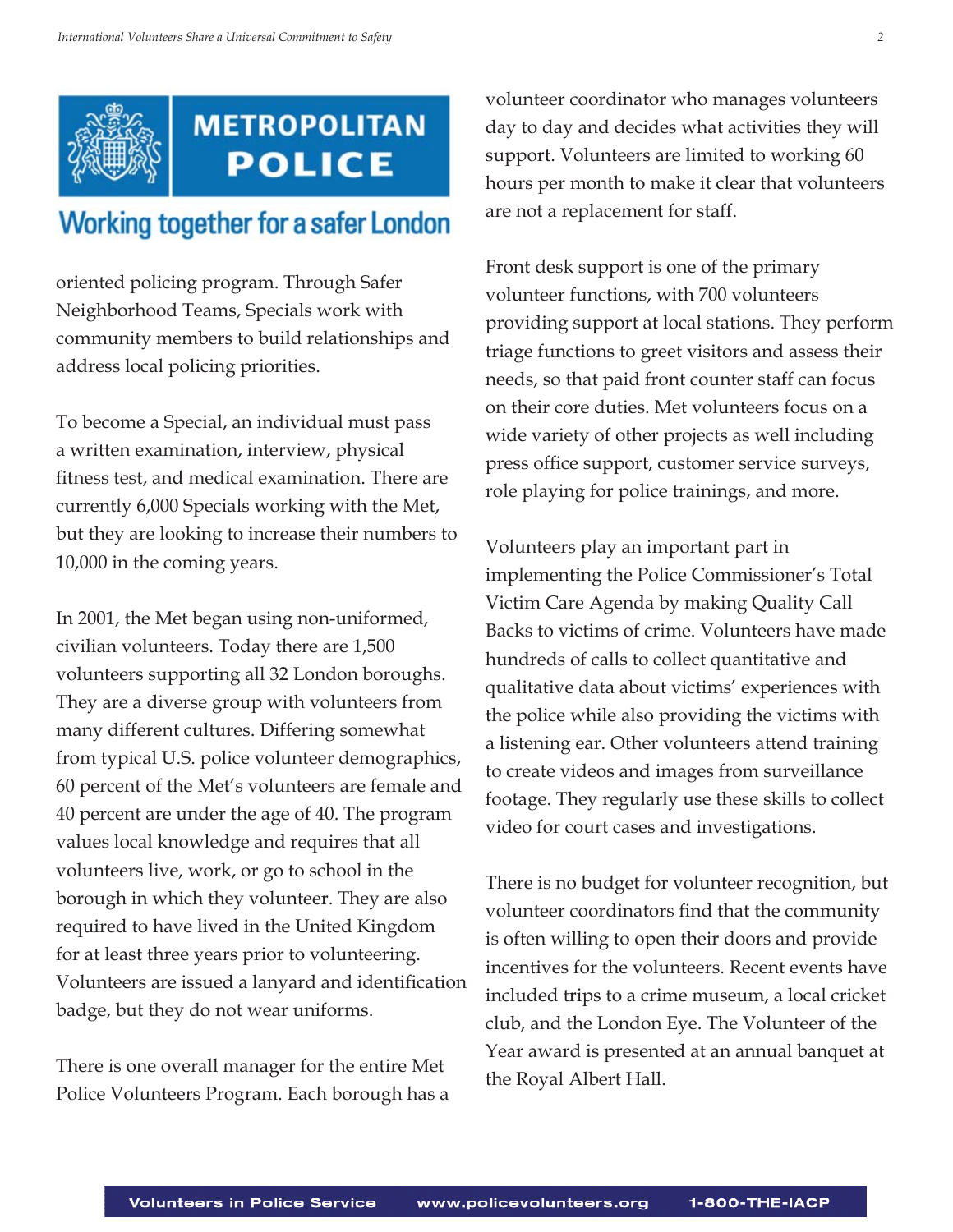METROPOLITAN POLICE

Working together for a safer London

oriented policing program. Through Safer Neighborhood Teams, Specials work with community members to build relationships and address local policing priorities.

To become a Special, an individual must pass a written examination, interview, physical fitness test, and medical examination. There are currently 6,000 Specials working with the Met, but they are looking to increase their numbers to 10,000 in the coming years.

In 2001, the Met began using non-uniformed, civilian volunteers. Today there are 1,500 volunteers supporting all 32 London boroughs. They are a diverse group with volunteers from many different cultures. Differing somewhat from typical U.S. police volunteer demographics, 60 percent of the Met's volunteers are female and 40 percent are under the age of 40. The program values local knowledge and requires that all volunteers live, work, or go to school in the borough in which they volunteer. They are also required to have lived in the United Kingdom for at least three years prior to volunteering. Volunteers are issued a lanyard and identification badge, but they do not wear uniforms.

There is one overall manager for the entire Met Police Volunteers Program. Each borough has a volunteer coordinator who manages volunteers day to day and decides what activities they will support. Volunteers are limited to working 60 hours per month to make it clear that volunteers are not a replacement for staff.

Front desk support is one of the primary volunteer functions, with 700 volunteers providing support at local stations. They perform triage functions to greet visitors and assess their needs, so that paid front counter staff can focus on their core duties. Met volunteers focus on a wide variety of other projects as well including press office support, customer service surveys, role playing for police trainings, and more.

Volunteers play an important part in implementing the Police Commissioner's Total Victim Care Agenda by making Quality Call Backs to victims of crime. Volunteers have made hundreds of calls to collect quantitative and qualitative data about victims' experiences with the police while also providing the victims with a listening ear. Other volunteers attend training to create videos and images from surveillance footage. They regularly use these skills to collect video for court cases and investigations.

There is no budget for volunteer recognition, but volunteer coordinators find that the community is often willing to open their doors and provide incentives for the volunteers. Recent events have included trips to a crime museum, a local cricket club, and the London Eye. The Volunteer of the Year award is presented at an annual banquet at the Royal Albert Hall.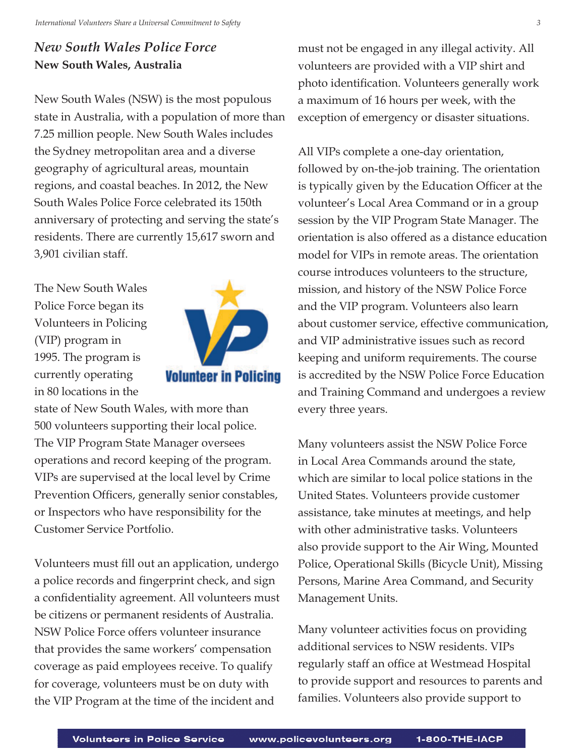## *New South Wales Police Force*

**New South Wales, Australia**

New South Wales (NSW) is the most populous state in Australia, with a population of more than 7.25 million people. New South Wales includes the Sydney metropolitan area and a diverse geography of agricultural areas, mountain regions, and coastal beaches. In 2012, the New South Wales Police Force celebrated its 150th anniversary of protecting and serving the state's residents. There are currently 15,617 sworn and 3,901 civilian staff.

The New South Wales Police Force began its Volunteers in Policing (VIP) program in 1995. The program is currently operating in 80 locations in the state of New South Wales, with more than 500 volunteers supporting their local police. The VIP Program State Manager oversees operations and record keeping of the program. VIPs are supervised at the local level by Crime Prevention Officers, generally senior constables, or Inspectors who have responsibility for the Customer Service Portfolio.

Volunteers must fill out an application, undergo a police records and fingerprint check, and sign a confidentiality agreement. All volunteers must be citizens or permanent residents of Australia. NSW Police Force offers volunteer insurance that provides the same workers' compensation coverage as paid employees receive. To qualify for coverage, volunteers must be on duty with the VIP Program at the time of the incident and must not be engaged in any illegal activity. All volunteers are provided with a VIP shirt and photo identification. Volunteers generally work a maximum of 16 hours per week, with the exception of emergency or disaster situations.

All VIPs complete a one-day orientation, followed by on-the-job training. The orientation is typically given by the Education Officer at the volunteer's Local Area Command or in a group session by the VIP Program State Manager. The orientation is also offered as a distance education model for VIPs in remote areas. The orientation course introduces volunteers to the structure, mission, and history of the NSW Police Force and the VIP program. Volunteers also learn about customer service, effective communication, and VIP administrative issues such as record keeping and uniform requirements. The course is accredited by the NSW Police Force Education and Training Command and undergoes a review every three years.

Many volunteers assist the NSW Police Force in Local Area Commands around the state, which are similar to local police stations in the United States. Volunteers provide customer assistance, take minutes at meetings, and help with other administrative tasks. Volunteers also provide support to the Air Wing, Mounted Police, Operational Skills (Bicycle Unit), Missing Persons, Marine Area Command, and Security Management Units.

Many volunteer activities focus on providing additional services to NSW residents. VIPs regularly staff an office at Westmead Hospital to provide support and resources to parents and families. Volunteers also provide support to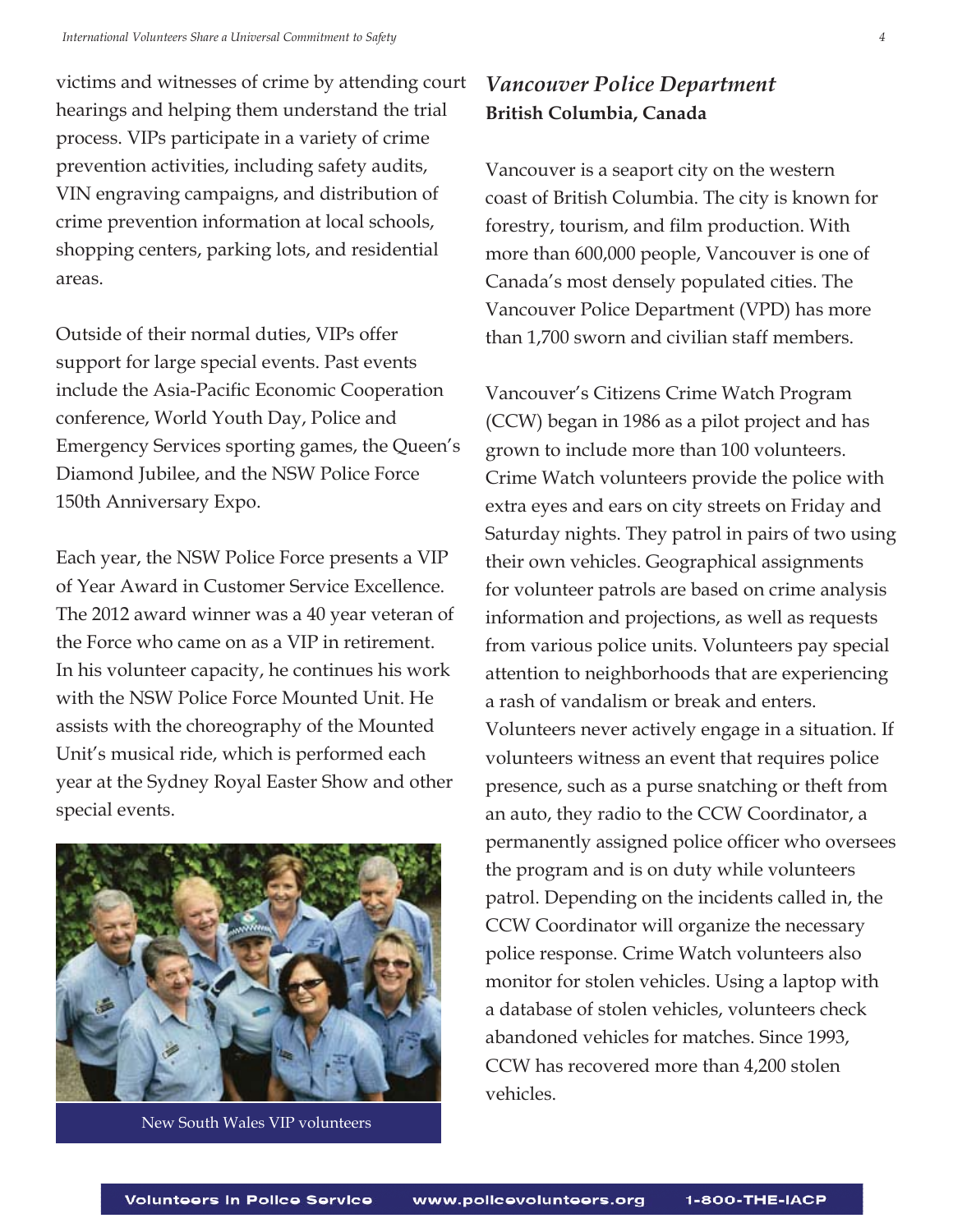victims and witnesses of crime by attending court hearings and helping them understand the trial process. VIPs participate in a variety of crime prevention activities, including safety audits, VIN engraving campaigns, and distribution of crime prevention information at local schools, shopping centers, parking lots, and residential areas.

Outside of their normal duties, VIPs offer support for large special events. Past events include the Asia-Pacific Economic Cooperation conference, World Youth Day, Police and Emergency Services sporting games, the Queen's Diamond Jubilee, and the NSW Police Force 150th Anniversary Expo.

Each year, the NSW Police Force presents a VIP of Year Award in Customer Service Excellence. The 2012 award winner was a 40 year veteran of the Force who came on as a VIP in retirement. In his volunteer capacity, he continues his work with the NSW Police Force Mounted Unit. He assists with the choreography of the Mounted Unit's musical ride, which is performed each year at the Sydney Royal Easter Show and other special events.

New South Wales VIP volunteers

## *Vancouver Police Department*

**British Columbia, Canada**

Vancouver is a seaport city on the western coast of British Columbia. The city is known for forestry, tourism, and film production. With more than 600,000 people, Vancouver is one of Canada's most densely populated cities. The Vancouver Police Department (VPD) has more than 1,700 sworn and civilian staff members.

Vancouver's Citizens Crime Watch Program (CCW) began in 1986 as a pilot project and has grown to include more than 100 volunteers. Crime Watch volunteers provide the police with extra eyes and ears on city streets on Friday and Saturday nights. They patrol in pairs of two using their own vehicles. Geographical assignments for volunteer patrols are based on crime analysis information and projections, as well as requests from various police units. Volunteers pay special attention to neighborhoods that are experiencing a rash of vandalism or break and enters. Volunteers never actively engage in a situation. If volunteers witness an event that requires police presence, such as a purse snatching or theft from an auto, they radio to the CCW Coordinator, a permanently assigned police officer who oversees the program and is on duty while volunteers patrol. Depending on the incidents called in, the CCW Coordinator will organize the necessary police response. Crime Watch volunteers also monitor for stolen vehicles. Using a laptop with a database of stolen vehicles, volunteers check abandoned vehicles for matches. Since 1993, CCW has recovered more than 4,200 stolen vehicles.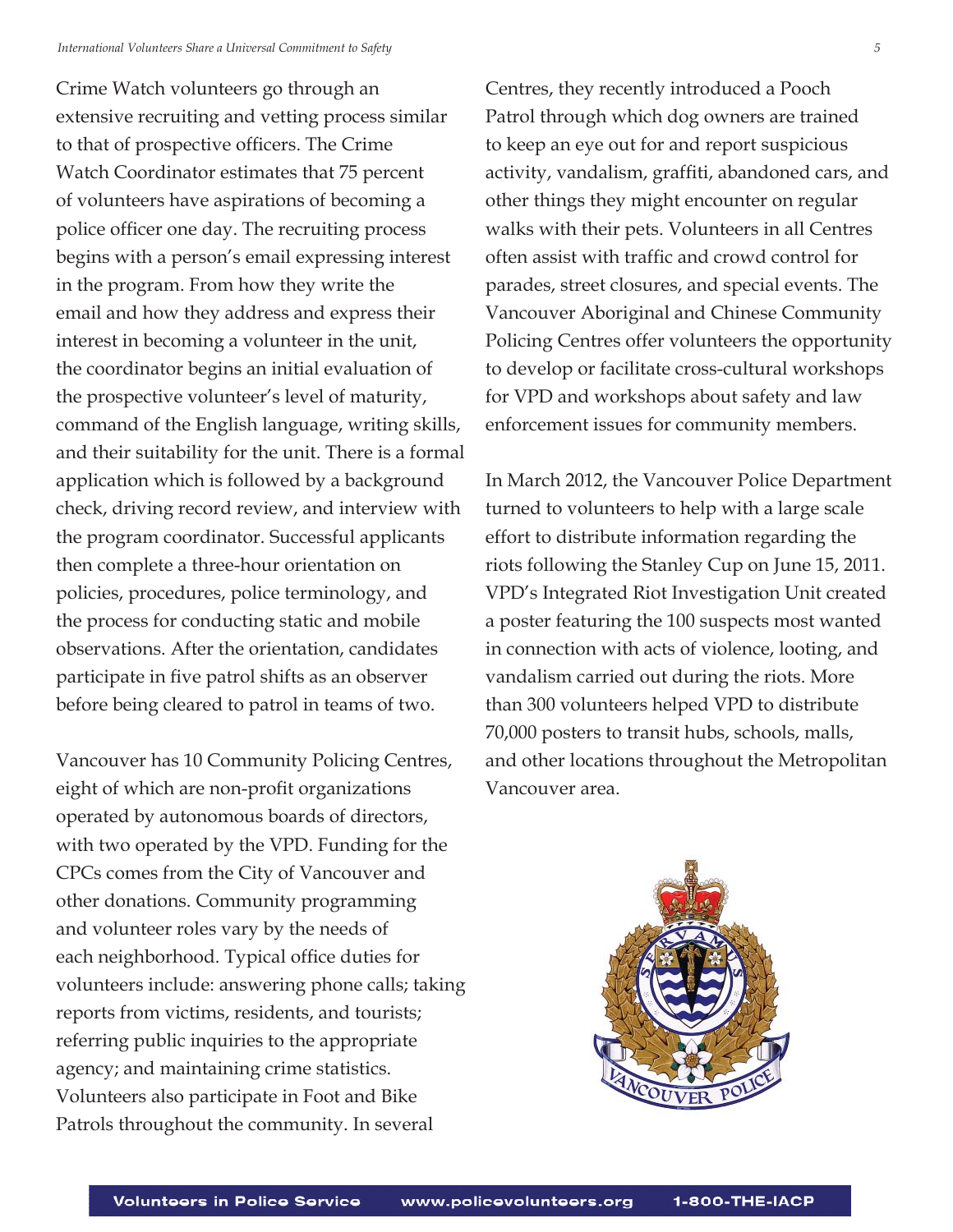Crime Watch volunteers go through an extensive recruiting and vetting process similar to that of prospective officers. The Crime Watch Coordinator estimates that 75 percent of volunteers have aspirations of becoming a police officer one day. The recruiting process begins with a person's email expressing interest in the program. From how they write the email and how they address and express their interest in becoming a volunteer in the unit, the coordinator begins an initial evaluation of the prospective volunteer's level of maturity, command of the English language, writing skills, and their suitability for the unit. There is a formal application which is followed by a background check, driving record review, and interview with the program coordinator. Successful applicants then complete a three-hour orientation on policies, procedures, police terminology, and the process for conducting static and mobile observations. After the orientation, candidates participate in five patrol shifts as an observer before being cleared to patrol in teams of two.

Vancouver has 10 Community Policing Centres, eight of which are non-profit organizations operated by autonomous boards of directors, with two operated by the VPD. Funding for the CPCs comes from the City of Vancouver and other donations. Community programming and volunteer roles vary by the needs of each neighborhood. Typical office duties for volunteers include: answering phone calls; taking reports from victims, residents, and tourists; referring public inquiries to the appropriate agency; and maintaining crime statistics. Volunteers also participate in Foot and Bike Patrols throughout the community. In several Centres, they recently introduced a Pooch Patrol through which dog owners are trained to keep an eye out for and report suspicious activity, vandalism, graffiti, abandoned cars, and other things they might encounter on regular walks with their pets. Volunteers in all Centres often assist with traffic and crowd control for parades, street closures, and special events. The Vancouver Aboriginal and Chinese Community Policing Centres offer volunteers the opportunity to develop or facilitate cross-cultural workshops for VPD and workshops about safety and law enforcement issues for community members.

In March 2012, the Vancouver Police Department turned to volunteers to help with a large scale effort to distribute information regarding the riots following the Stanley Cup on June 15, 2011. VPD's Integrated Riot Investigation Unit created a poster featuring the 100 suspects most wanted in connection with acts of violence, looting, and vandalism carried out during the riots. More than 300 volunteers helped VPD to distribute 70,000 posters to transit hubs, schools, malls, and other locations throughout the Metropolitan Vancouver area.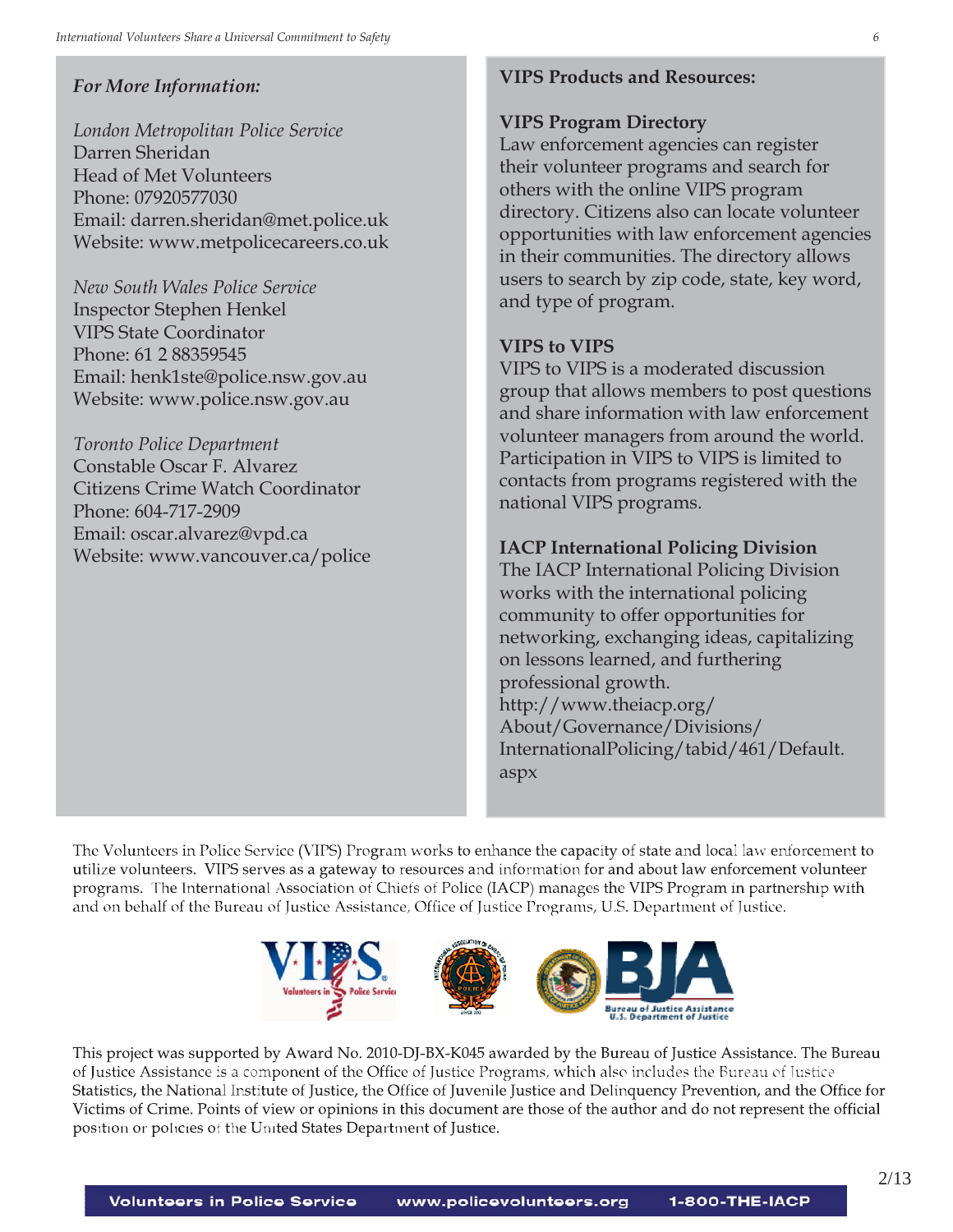### *For More Information:*

*London Metropolitan Police Service*
Darren Sheridan
Head of Met Volunteers
Phone: 07920577030
Email: darren.sheridan@met.police.uk
Website: www.metpolicecareers.co.uk

*New South Wales Police Service*
Inspector Stephen Henkel
VIPS State Coordinator
Phone: 61 2 88359545
Email: henk1ste@police.nsw.gov.au
Website: www.police.nsw.gov.au

*Toronto Police Department*
Constable Oscar F. Alvarez
Citizens Crime Watch Coordinator
Phone: 604-717-2909
Email: oscar.alvarez@vpd.ca
Website: www.vancouver.ca/police

### VIPS Products and Resources:

**VIPS Program Directory**
Law enforcement agencies can register their volunteer programs and search for others with the online VIPS program directory. Citizens also can locate volunteer opportunities with law enforcement agencies in their communities. The directory allows users to search by zip code, state, key word, and type of program.

**VIPS to VIPS**
VIPS to VIPS is a moderated discussion group that allows members to post questions and share information with law enforcement volunteer managers from around the world. Participation in VIPS to VIPS is limited to contacts from programs registered with the national VIPS programs.

**IACP International Policing Division**
The IACP International Policing Division works with the international policing community to offer opportunities for networking, exchanging ideas, capitalizing on lessons learned, and furthering professional growth.
http://www.theiacp.org/About/Governance/Divisions/InternationalPolicing/tabid/461/Default.aspx

The Volunteers in Police Service (VIPS) Program works to enhance the capacity of state and local law enforcement to utilize volunteers. VIPS serves as a gateway to resources and information for and about law enforcement volunteer programs. The International Association of Chiefs of Police (IACP) manages the VIPS Program in partnership with and on behalf of the Bureau of Justice Assistance, Office of Justice Programs, U.S. Department of Justice.

This project was supported by Award No. 2010-DJ-BX-K045 awarded by the Bureau of Justice Assistance. The Bureau of Justice Assistance is a component of the Office of Justice Programs, which also includes the Bureau of Justice Statistics, the National Institute of Justice, the Office of Juvenile Justice and Delinquency Prevention, and the Office for Victims of Crime. Points of view or opinions in this document are those of the author and do not represent the official position or policies of the United States Department of Justice.

Volunteers in Police Service www.policevolunteers.org 1-800-THE-IACP